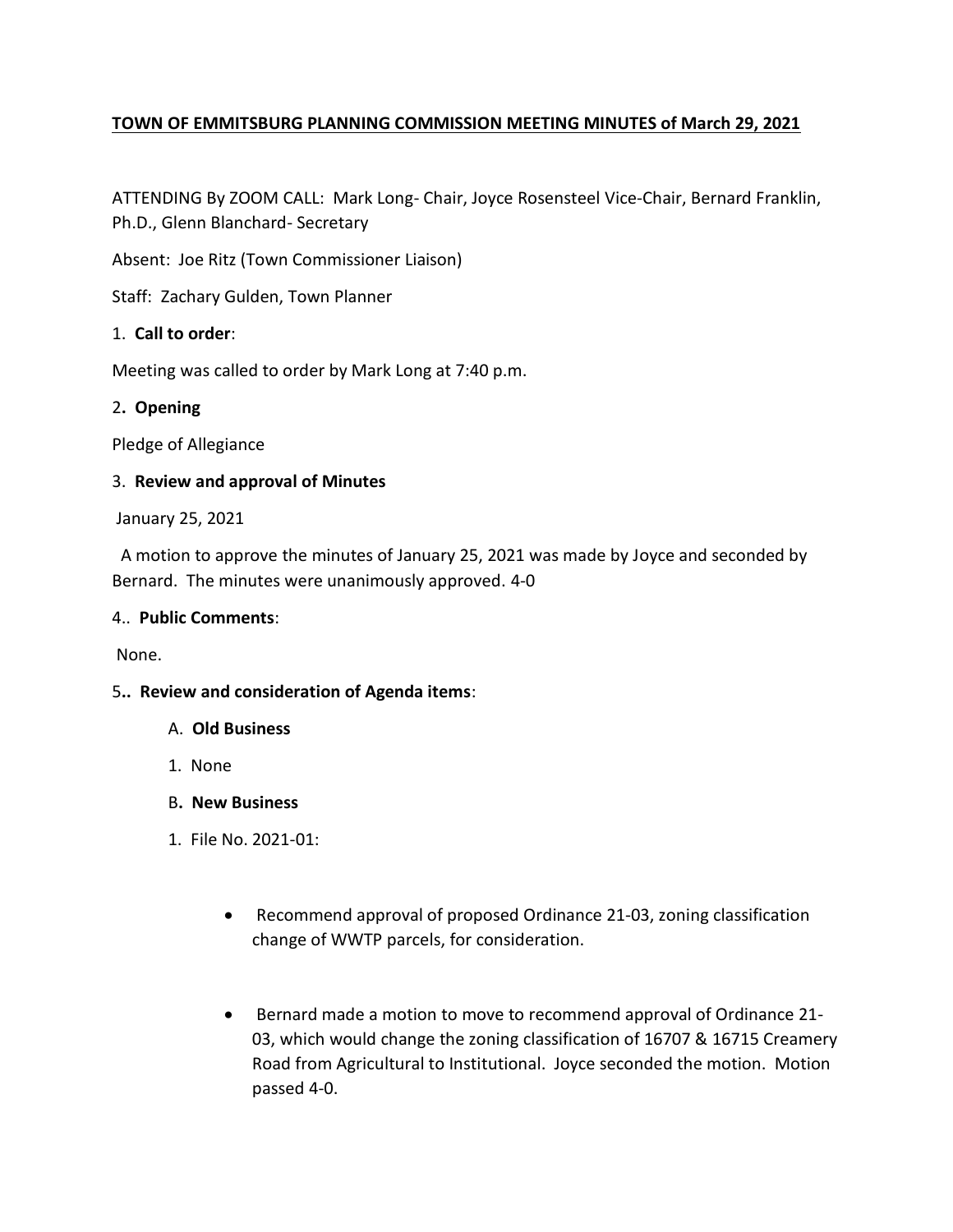**TOWN OF EMMITSBURG PLANNING COMMISSION MEETING MINUTES of March 29, 2021**

ATTENDING By ZOOM CALL: Mark Long- Chair, Joyce Rosensteel Vice-Chair, Bernard Franklin, Ph.D., Glenn Blanchard- Secretary

Absent: Joe Ritz (Town Commissioner Liaison)

Staff: Zachary Gulden, Town Planner

1. **Call to order**:

Meeting was called to order by Mark Long at 7:40 p.m.

2**. Opening**

Pledge of Allegiance

3. **Review and approval of Minutes**

January 25, 2021

A motion to approve the minutes of January 25, 2021 was made by Joyce and seconded by Bernard. The minutes were unanimously approved. 4-0

4.. **Public Comments**:

None.

5**.. Review and consideration of Agenda items**:

A. **Old Business**

1. None

B**. New Business**

1. File No. 2021-01:

- Recommend approval of proposed Ordinance 21-03, zoning classification change of WWTP parcels, for consideration.
- Bernard made a motion to move to recommend approval of Ordinance 21-03, which would change the zoning classification of 16707 & 16715 Creamery Road from Agricultural to Institutional. Joyce seconded the motion. Motion passed 4-0.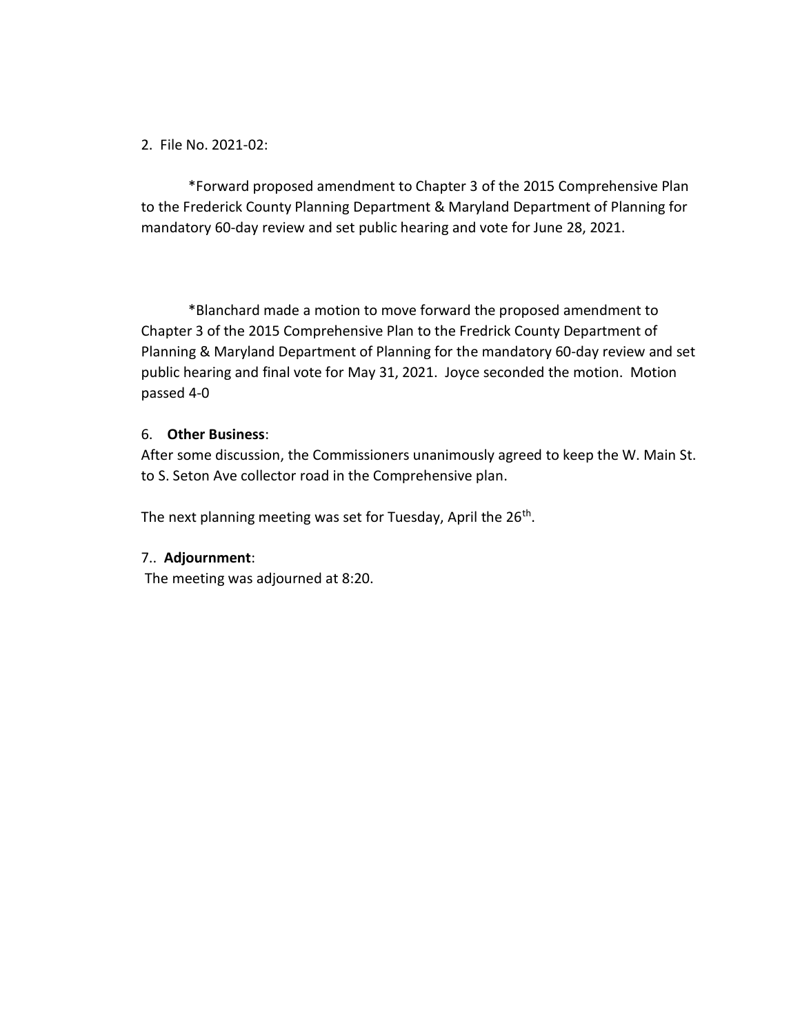2. File No. 2021-02:

*Forward proposed amendment to Chapter 3 of the 2015 Comprehensive Plan to the Frederick County Planning Department & Maryland Department of Planning for mandatory 60-day review and set public hearing and vote for June 28, 2021.

*Blanchard made a motion to move forward the proposed amendment to Chapter 3 of the 2015 Comprehensive Plan to the Fredrick County Department of Planning & Maryland Department of Planning for the mandatory 60-day review and set public hearing and final vote for May 31, 2021. Joyce seconded the motion. Motion passed 4-0

6. **Other Business**:

After some discussion, the Commissioners unanimously agreed to keep the W. Main St. to S. Seton Ave collector road in the Comprehensive plan.

The next planning meeting was set for Tuesday, April the 26th.

7.. **Adjournment**:

The meeting was adjourned at 8:20.